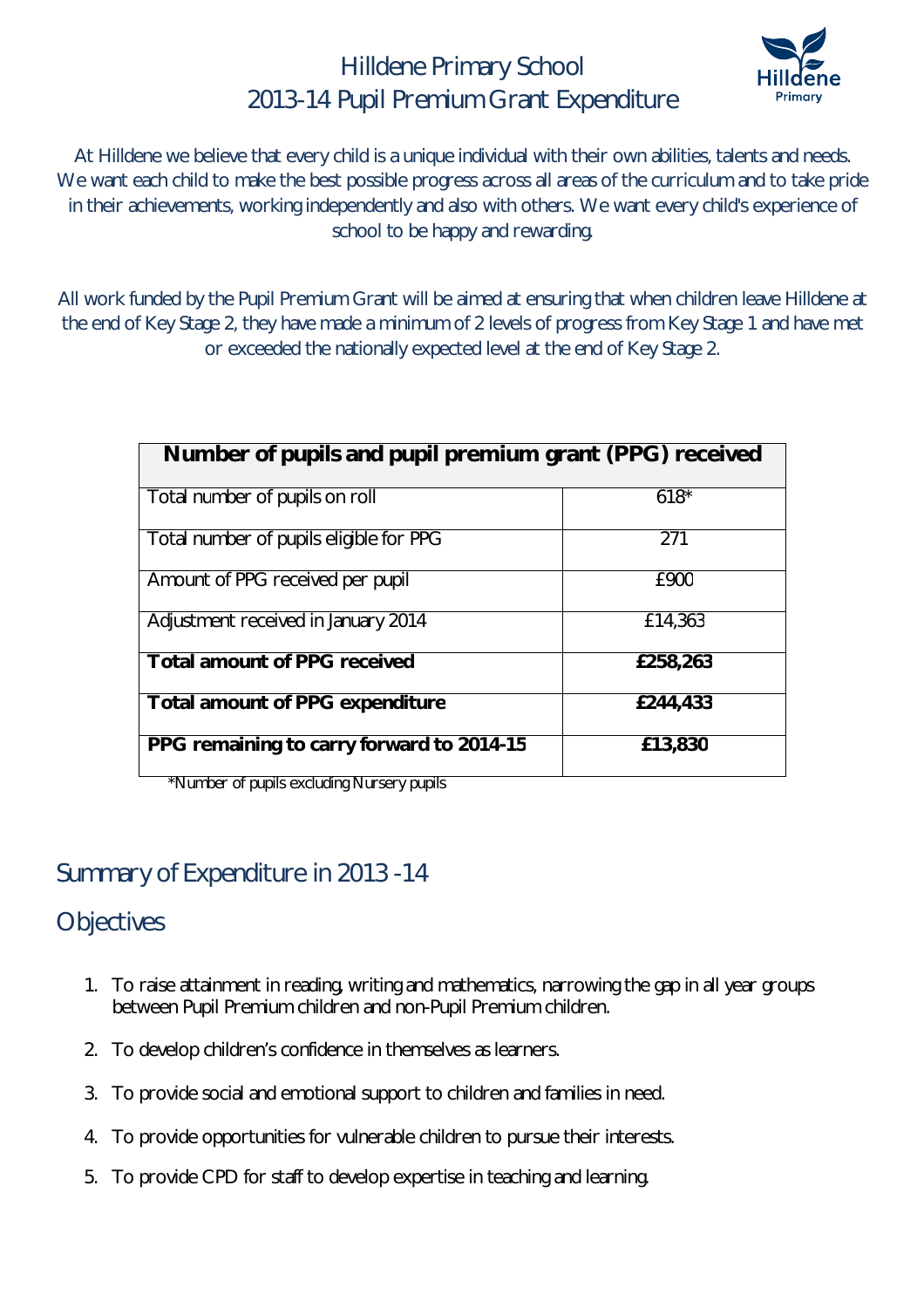# Hilldene Primary School
# 2013-14 Pupil Premium Grant Expenditure

At Hilldene we believe that every child is a unique individual with their own abilities, talents and needs. We want each child to make the best possible progress across all areas of the curriculum and to take pride in their achievements, working independently and also with others. We want every child's experience of school to be happy and rewarding.

All work funded by the Pupil Premium Grant will be aimed at ensuring that when children leave Hilldene at the end of Key Stage 2, they have made a minimum of 2 levels of progress from Key Stage 1 and have met or exceeded the nationally expected level at the end of Key Stage 2.

| **Number of pupils and pupil premium grant (PPG) received** | |
|---|---|
| Total number of pupils on roll | 618* |
| Total number of pupils eligible for PPG | 271 |
| Amount of PPG received per pupil | £900 |
| Adjustment received in January 2014 | £14,363 |
| **Total amount of PPG received** | **£258,263** |
| **Total amount of PPG expenditure** | **£244,433** |
| **PPG remaining to carry forward to 2014-15** | **£13,830** |

*Number of pupils excluding Nursery pupils

## Summary of Expenditure in 2013 -14

## Objectives

1. To raise attainment in reading, writing and mathematics, narrowing the gap in all year groups between Pupil Premium children and non-Pupil Premium children.
2. To develop children's confidence in themselves as learners.
3. To provide social and emotional support to children and families in need.
4. To provide opportunities for vulnerable children to pursue their interests.
5. To provide CPD for staff to develop expertise in teaching and learning.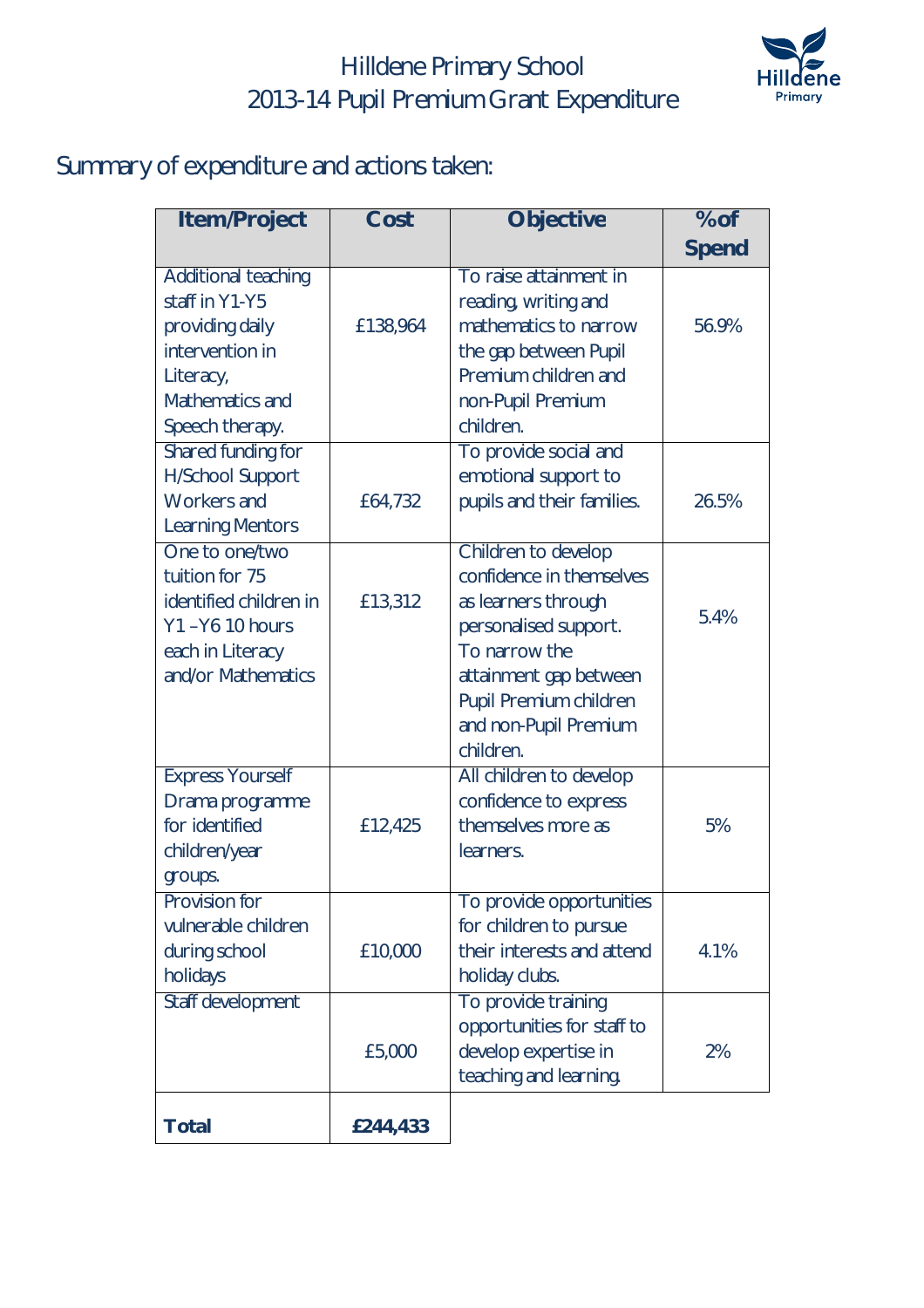# Hilldene Primary School
# 2013-14 Pupil Premium Grant Expenditure

## Summary of expenditure and actions taken:

| Item/Project | Cost | Objective | % of Spend |
|---|---|---|---|
| Additional teaching staff in Y1-Y5 providing daily intervention in Literacy, Mathematics and Speech therapy. | £138,964 | To raise attainment in reading, writing and mathematics to narrow the gap between Pupil Premium children and non-Pupil Premium children. | 56.9% |
| Shared funding for H/School Support Workers and Learning Mentors | £64,732 | To provide social and emotional support to pupils and their families. | 26.5% |
| One to one/two tuition for 75 identified children in Y1 –Y6 10 hours each in Literacy and/or Mathematics | £13,312 | Children to develop confidence in themselves as learners through personalised support. To narrow the attainment gap between Pupil Premium children and non-Pupil Premium children. | 5.4% |
| Express Yourself Drama programme for identified children/year groups. | £12,425 | All children to develop confidence to express themselves more as learners. | 5% |
| Provision for vulnerable children during school holidays | £10,000 | To provide opportunities for children to pursue their interests and attend holiday clubs. | 4.1% |
| Staff development | £5,000 | To provide training opportunities for staff to develop expertise in teaching and learning. | 2% |
| **Total** | **£244,433** | | |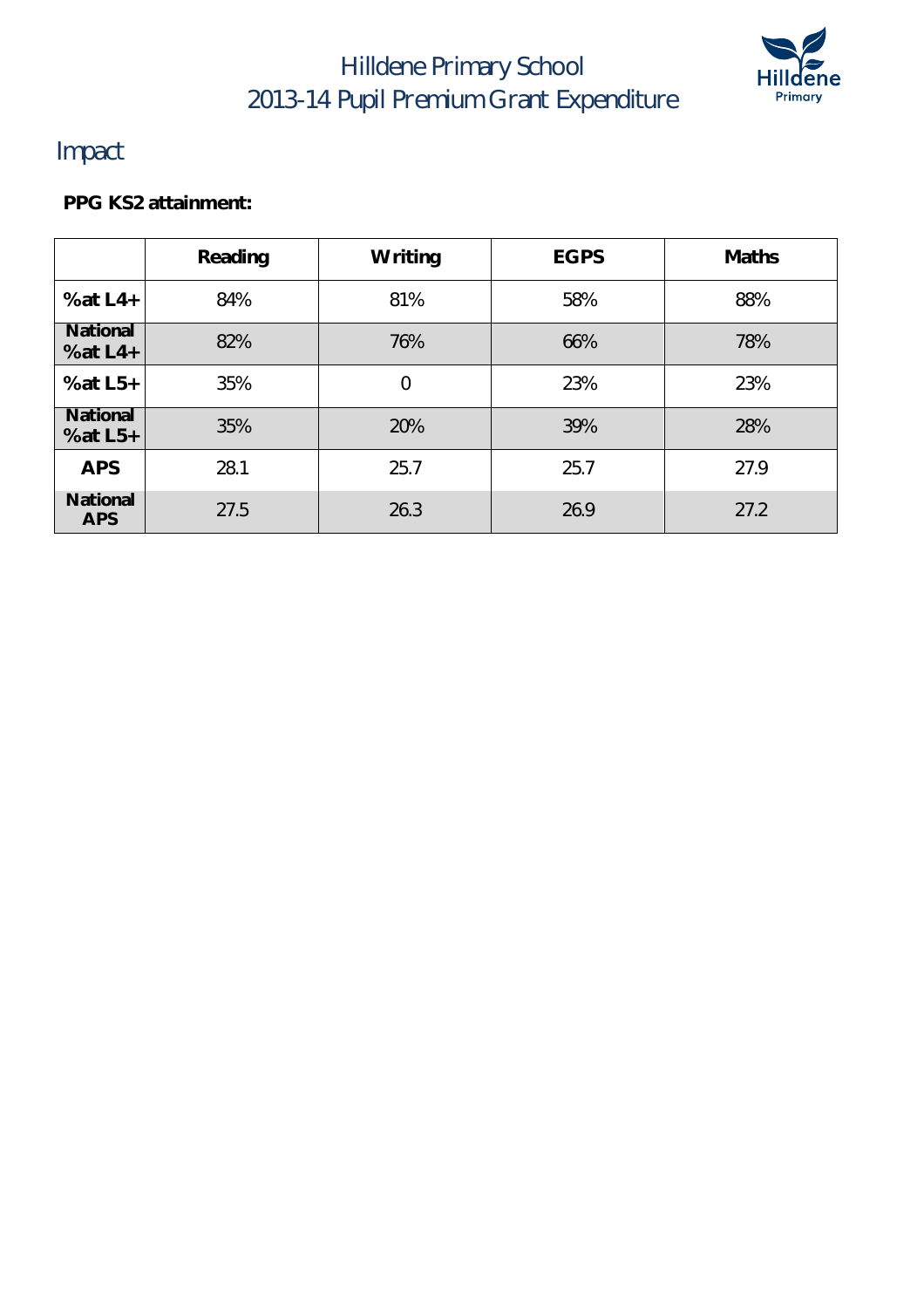# Hilldene Primary School
# 2013-14 Pupil Premium Grant Expenditure

## Impact

**PPG KS2 attainment:**

| | Reading | Writing | EGPS | Maths |
|---|---|---|---|---|
| **%at L4+** | 84% | 81% | 58% | 88% |
| **National %at L4+** | 82% | 76% | 66% | 78% |
| **%at L5+** | 35% | 0 | 23% | 23% |
| **National %at L5+** | 35% | 20% | 39% | 28% |
| **APS** | 28.1 | 25.7 | 25.7 | 27.9 |
| **National APS** | 27.5 | 26.3 | 26.9 | 27.2 |